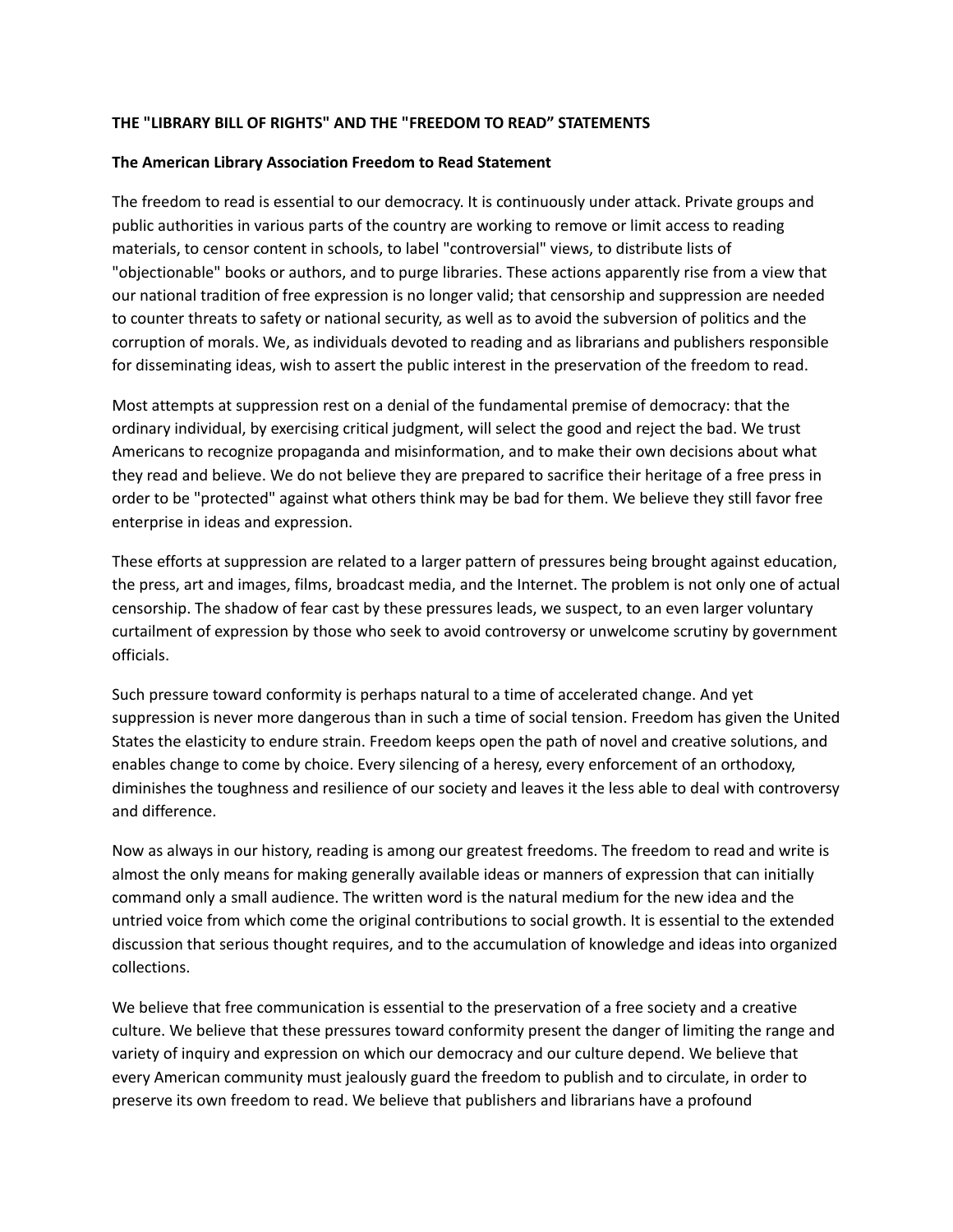**THE "LIBRARY BILL OF RIGHTS" AND THE "FREEDOM TO READ" STATEMENTS**

**The American Library Association Freedom to Read Statement**

The freedom to read is essential to our democracy. It is continuously under attack. Private groups and public authorities in various parts of the country are working to remove or limit access to reading materials, to censor content in schools, to label "controversial" views, to distribute lists of "objectionable" books or authors, and to purge libraries. These actions apparently rise from a view that our national tradition of free expression is no longer valid; that censorship and suppression are needed to counter threats to safety or national security, as well as to avoid the subversion of politics and the corruption of morals. We, as individuals devoted to reading and as librarians and publishers responsible for disseminating ideas, wish to assert the public interest in the preservation of the freedom to read.

Most attempts at suppression rest on a denial of the fundamental premise of democracy: that the ordinary individual, by exercising critical judgment, will select the good and reject the bad. We trust Americans to recognize propaganda and misinformation, and to make their own decisions about what they read and believe. We do not believe they are prepared to sacrifice their heritage of a free press in order to be "protected" against what others think may be bad for them. We believe they still favor free enterprise in ideas and expression.

These efforts at suppression are related to a larger pattern of pressures being brought against education, the press, art and images, films, broadcast media, and the Internet. The problem is not only one of actual censorship. The shadow of fear cast by these pressures leads, we suspect, to an even larger voluntary curtailment of expression by those who seek to avoid controversy or unwelcome scrutiny by government officials.

Such pressure toward conformity is perhaps natural to a time of accelerated change. And yet suppression is never more dangerous than in such a time of social tension. Freedom has given the United States the elasticity to endure strain. Freedom keeps open the path of novel and creative solutions, and enables change to come by choice. Every silencing of a heresy, every enforcement of an orthodoxy, diminishes the toughness and resilience of our society and leaves it the less able to deal with controversy and difference.

Now as always in our history, reading is among our greatest freedoms. The freedom to read and write is almost the only means for making generally available ideas or manners of expression that can initially command only a small audience. The written word is the natural medium for the new idea and the untried voice from which come the original contributions to social growth. It is essential to the extended discussion that serious thought requires, and to the accumulation of knowledge and ideas into organized collections.

We believe that free communication is essential to the preservation of a free society and a creative culture. We believe that these pressures toward conformity present the danger of limiting the range and variety of inquiry and expression on which our democracy and our culture depend. We believe that every American community must jealously guard the freedom to publish and to circulate, in order to preserve its own freedom to read. We believe that publishers and librarians have a profound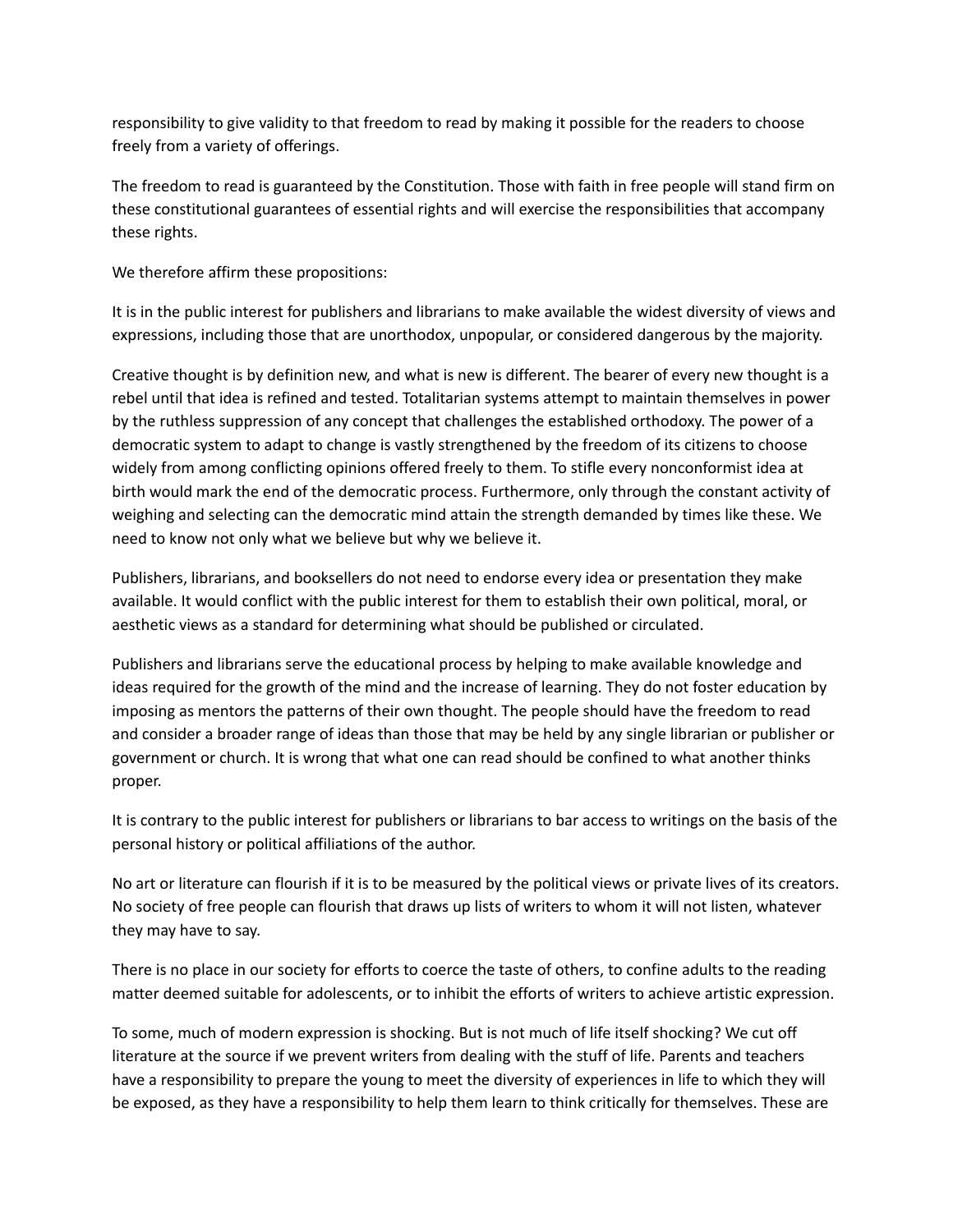responsibility to give validity to that freedom to read by making it possible for the readers to choose freely from a variety of offerings.

The freedom to read is guaranteed by the Constitution. Those with faith in free people will stand firm on these constitutional guarantees of essential rights and will exercise the responsibilities that accompany these rights.

We therefore affirm these propositions:

It is in the public interest for publishers and librarians to make available the widest diversity of views and expressions, including those that are unorthodox, unpopular, or considered dangerous by the majority.

Creative thought is by definition new, and what is new is different. The bearer of every new thought is a rebel until that idea is refined and tested. Totalitarian systems attempt to maintain themselves in power by the ruthless suppression of any concept that challenges the established orthodoxy. The power of a democratic system to adapt to change is vastly strengthened by the freedom of its citizens to choose widely from among conflicting opinions offered freely to them. To stifle every nonconformist idea at birth would mark the end of the democratic process. Furthermore, only through the constant activity of weighing and selecting can the democratic mind attain the strength demanded by times like these. We need to know not only what we believe but why we believe it.

Publishers, librarians, and booksellers do not need to endorse every idea or presentation they make available. It would conflict with the public interest for them to establish their own political, moral, or aesthetic views as a standard for determining what should be published or circulated.

Publishers and librarians serve the educational process by helping to make available knowledge and ideas required for the growth of the mind and the increase of learning. They do not foster education by imposing as mentors the patterns of their own thought. The people should have the freedom to read and consider a broader range of ideas than those that may be held by any single librarian or publisher or government or church. It is wrong that what one can read should be confined to what another thinks proper.

It is contrary to the public interest for publishers or librarians to bar access to writings on the basis of the personal history or political affiliations of the author.

No art or literature can flourish if it is to be measured by the political views or private lives of its creators. No society of free people can flourish that draws up lists of writers to whom it will not listen, whatever they may have to say.

There is no place in our society for efforts to coerce the taste of others, to confine adults to the reading matter deemed suitable for adolescents, or to inhibit the efforts of writers to achieve artistic expression.

To some, much of modern expression is shocking. But is not much of life itself shocking? We cut off literature at the source if we prevent writers from dealing with the stuff of life. Parents and teachers have a responsibility to prepare the young to meet the diversity of experiences in life to which they will be exposed, as they have a responsibility to help them learn to think critically for themselves. These are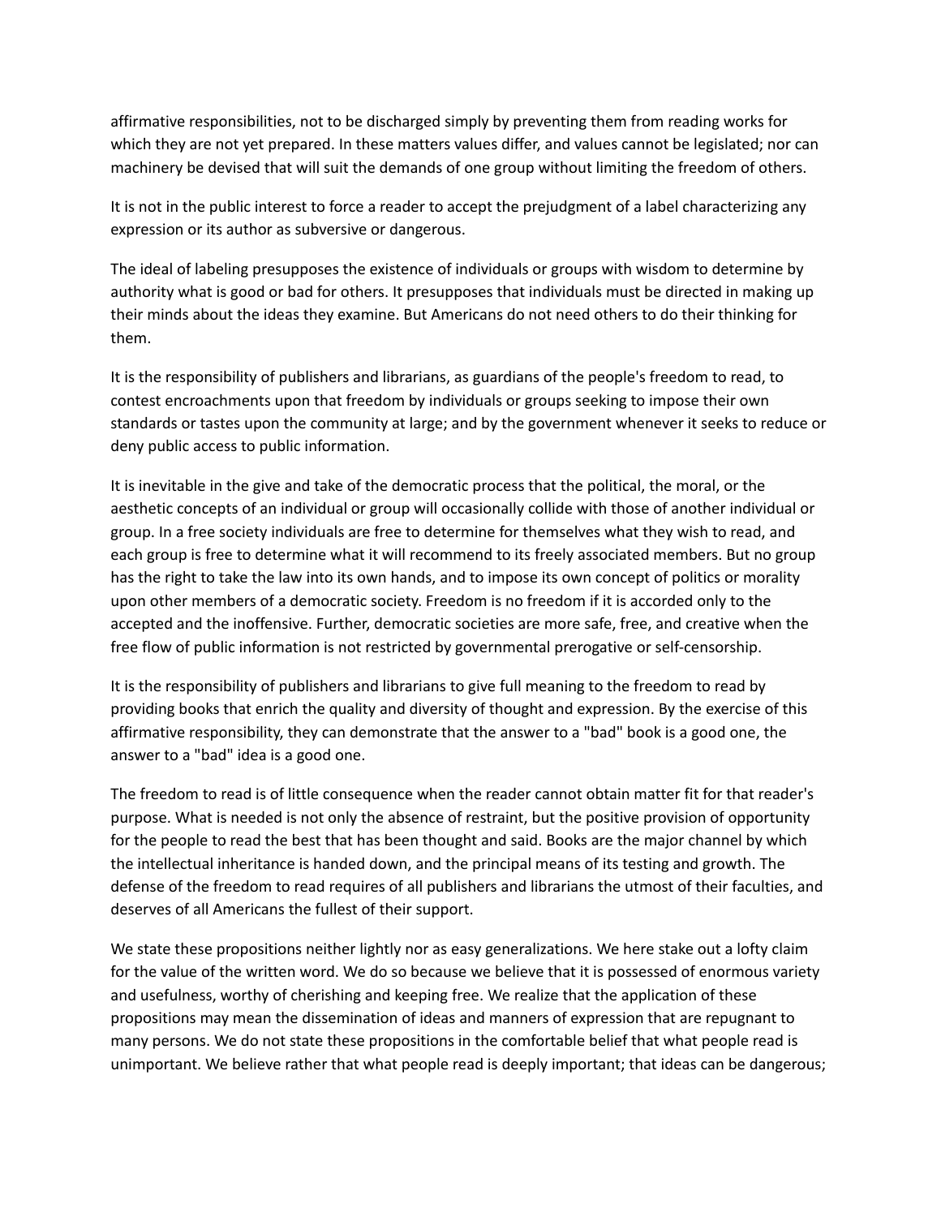affirmative responsibilities, not to be discharged simply by preventing them from reading works for which they are not yet prepared. In these matters values differ, and values cannot be legislated; nor can machinery be devised that will suit the demands of one group without limiting the freedom of others.

It is not in the public interest to force a reader to accept the prejudgment of a label characterizing any expression or its author as subversive or dangerous.

The ideal of labeling presupposes the existence of individuals or groups with wisdom to determine by authority what is good or bad for others. It presupposes that individuals must be directed in making up their minds about the ideas they examine. But Americans do not need others to do their thinking for them.

It is the responsibility of publishers and librarians, as guardians of the people's freedom to read, to contest encroachments upon that freedom by individuals or groups seeking to impose their own standards or tastes upon the community at large; and by the government whenever it seeks to reduce or deny public access to public information.

It is inevitable in the give and take of the democratic process that the political, the moral, or the aesthetic concepts of an individual or group will occasionally collide with those of another individual or group. In a free society individuals are free to determine for themselves what they wish to read, and each group is free to determine what it will recommend to its freely associated members. But no group has the right to take the law into its own hands, and to impose its own concept of politics or morality upon other members of a democratic society. Freedom is no freedom if it is accorded only to the accepted and the inoffensive. Further, democratic societies are more safe, free, and creative when the free flow of public information is not restricted by governmental prerogative or self-censorship.

It is the responsibility of publishers and librarians to give full meaning to the freedom to read by providing books that enrich the quality and diversity of thought and expression. By the exercise of this affirmative responsibility, they can demonstrate that the answer to a "bad" book is a good one, the answer to a "bad" idea is a good one.

The freedom to read is of little consequence when the reader cannot obtain matter fit for that reader's purpose. What is needed is not only the absence of restraint, but the positive provision of opportunity for the people to read the best that has been thought and said. Books are the major channel by which the intellectual inheritance is handed down, and the principal means of its testing and growth. The defense of the freedom to read requires of all publishers and librarians the utmost of their faculties, and deserves of all Americans the fullest of their support.

We state these propositions neither lightly nor as easy generalizations. We here stake out a lofty claim for the value of the written word. We do so because we believe that it is possessed of enormous variety and usefulness, worthy of cherishing and keeping free. We realize that the application of these propositions may mean the dissemination of ideas and manners of expression that are repugnant to many persons. We do not state these propositions in the comfortable belief that what people read is unimportant. We believe rather that what people read is deeply important; that ideas can be dangerous;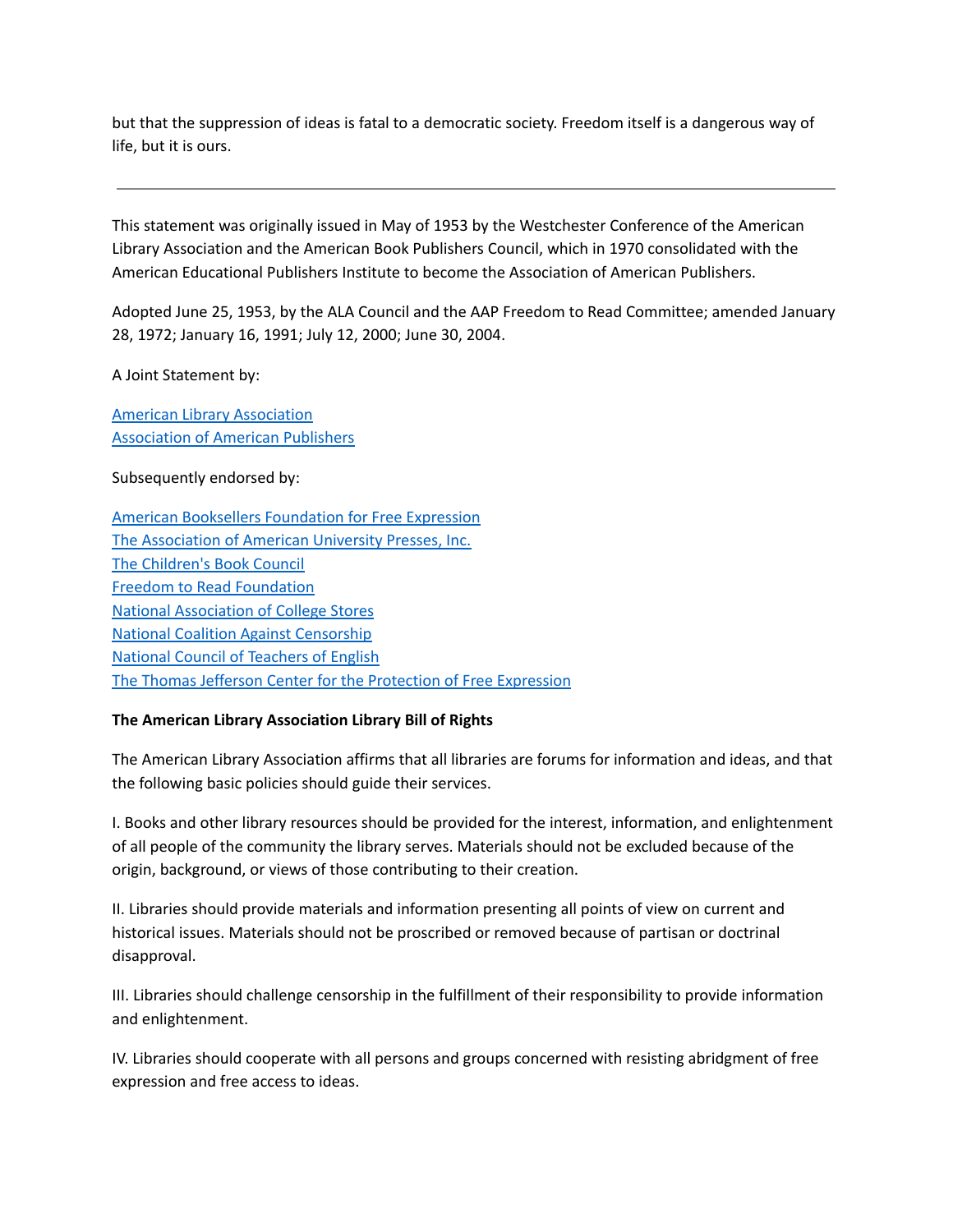but that the suppression of ideas is fatal to a democratic society. Freedom itself is a dangerous way of life, but it is ours.

---

This statement was originally issued in May of 1953 by the Westchester Conference of the American Library Association and the American Book Publishers Council, which in 1970 consolidated with the American Educational Publishers Institute to become the Association of American Publishers.

Adopted June 25, 1953, by the ALA Council and the AAP Freedom to Read Committee; amended January 28, 1972; January 16, 1991; July 12, 2000; June 30, 2004.

A Joint Statement by:

American Library Association
Association of American Publishers

Subsequently endorsed by:

American Booksellers Foundation for Free Expression
The Association of American University Presses, Inc.
The Children's Book Council
Freedom to Read Foundation
National Association of College Stores
National Coalition Against Censorship
National Council of Teachers of English
The Thomas Jefferson Center for the Protection of Free Expression

**The American Library Association Library Bill of Rights**

The American Library Association affirms that all libraries are forums for information and ideas, and that the following basic policies should guide their services.

I. Books and other library resources should be provided for the interest, information, and enlightenment of all people of the community the library serves. Materials should not be excluded because of the origin, background, or views of those contributing to their creation.

II. Libraries should provide materials and information presenting all points of view on current and historical issues. Materials should not be proscribed or removed because of partisan or doctrinal disapproval.

III. Libraries should challenge censorship in the fulfillment of their responsibility to provide information and enlightenment.

IV. Libraries should cooperate with all persons and groups concerned with resisting abridgment of free expression and free access to ideas.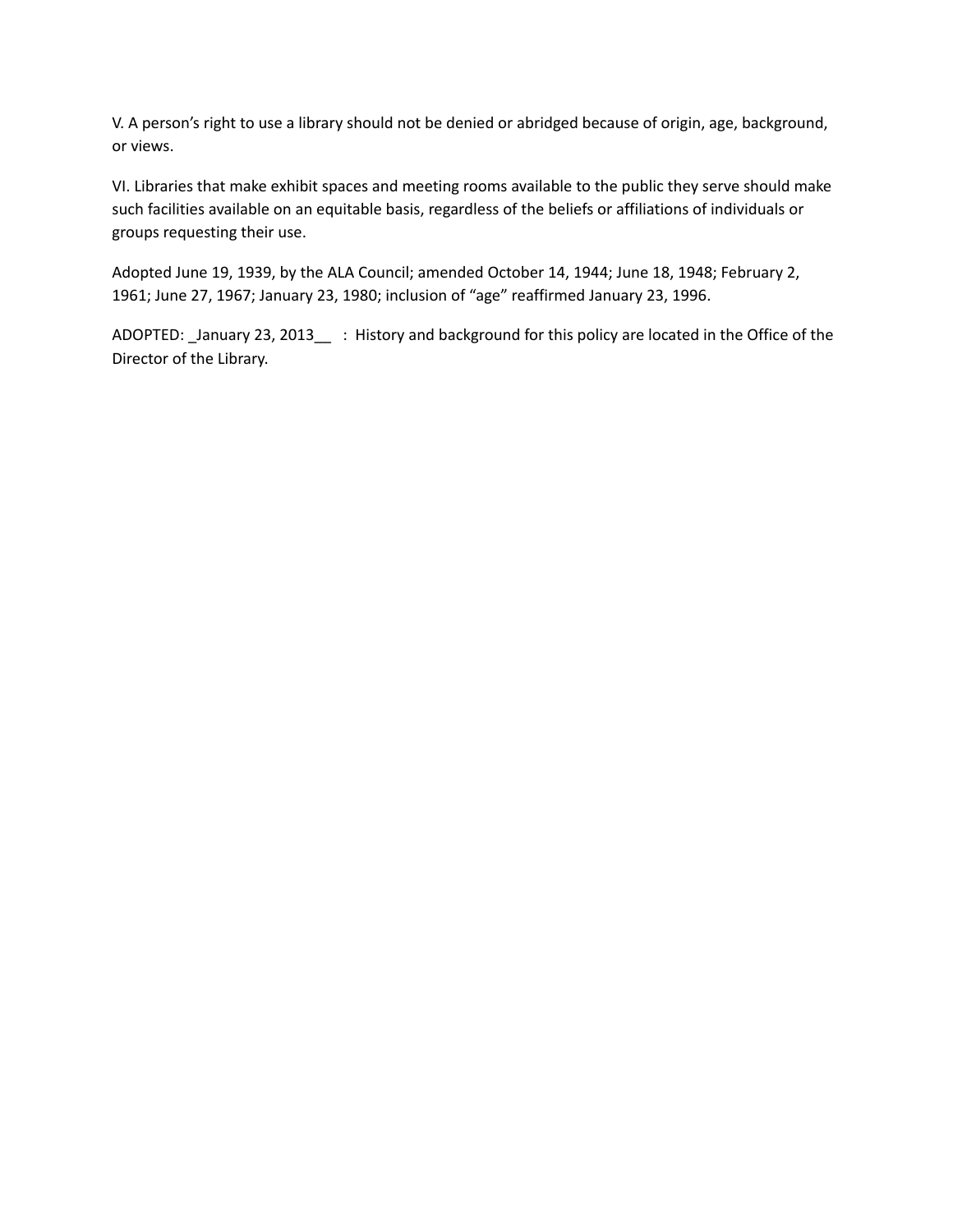V. A person's right to use a library should not be denied or abridged because of origin, age, background, or views.

VI. Libraries that make exhibit spaces and meeting rooms available to the public they serve should make such facilities available on an equitable basis, regardless of the beliefs or affiliations of individuals or groups requesting their use.

Adopted June 19, 1939, by the ALA Council; amended October 14, 1944; June 18, 1948; February 2, 1961; June 27, 1967; January 23, 1980; inclusion of "age" reaffirmed January 23, 1996.

ADOPTED: _January 23, 2013__ : History and background for this policy are located in the Office of the Director of the Library.